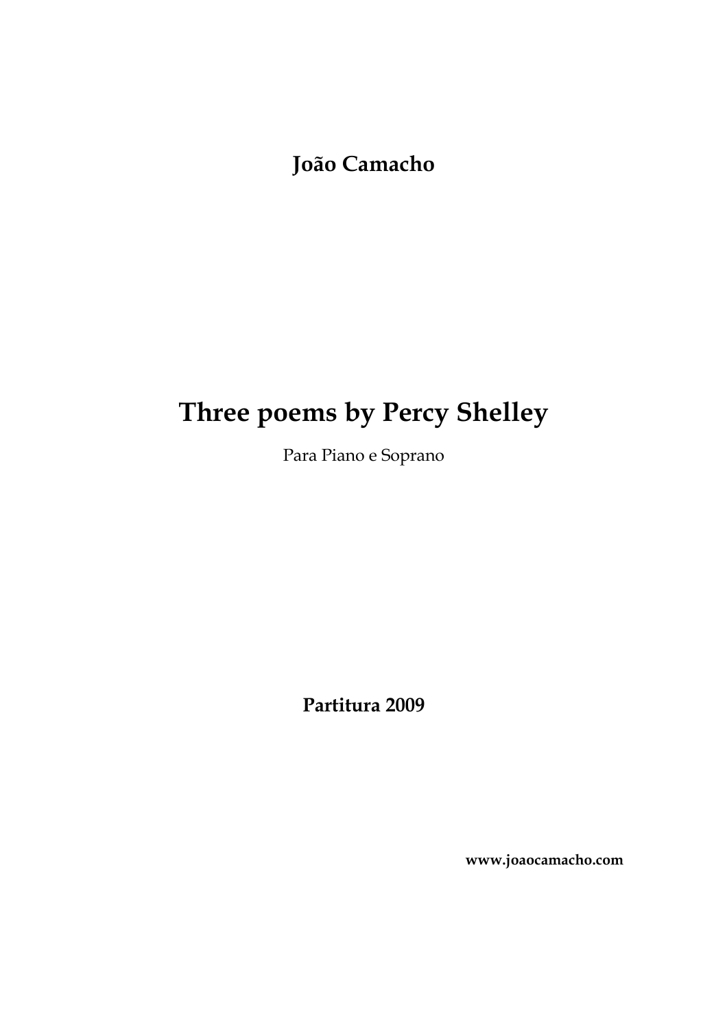**João Camacho**

# Three poems by Percy Shelley

Para Piano e Soprano

**Partitura 2009**

**www.joaocamacho.com**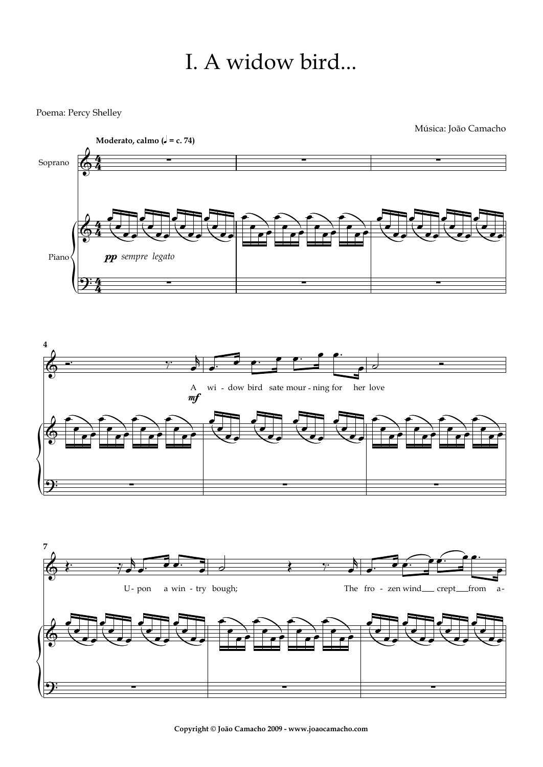# I. A widow bird...

Poema: Percy Shelley

Música: João Camacho

**Moderato, calmo (♩ = c. 74)**

Soprano

Piano

*pp sempre legato*

*mf*

A wi - dow bird sate mour - ning for her love

U- pon a win - try bough;

The fro - zen wind crept from a-

**Copyright © João Camacho 2009 - www.joaocamacho.com**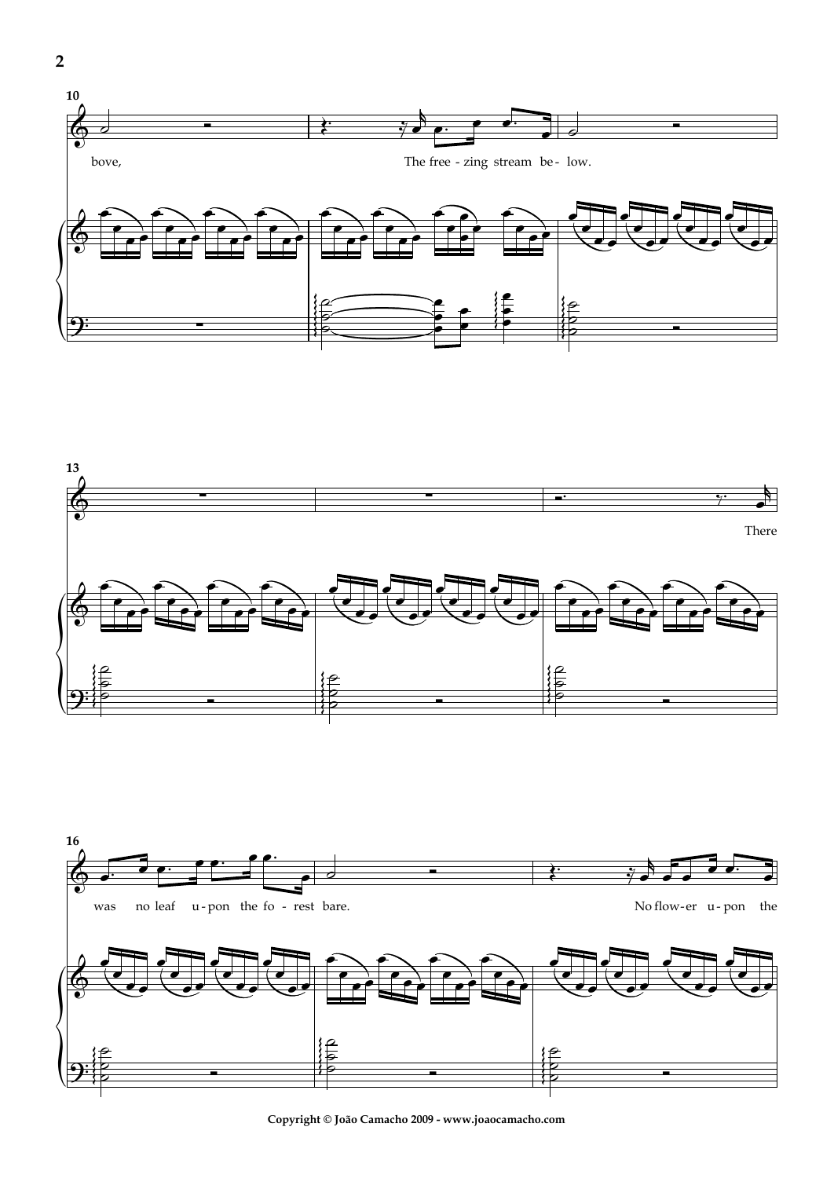10

bove, The free - zing stream be - low.

13

There

16

was no leaf u - pon the fo - rest bare. No flow - er u - pon the

Copyright © João Camacho 2009 - www.joaocamacho.com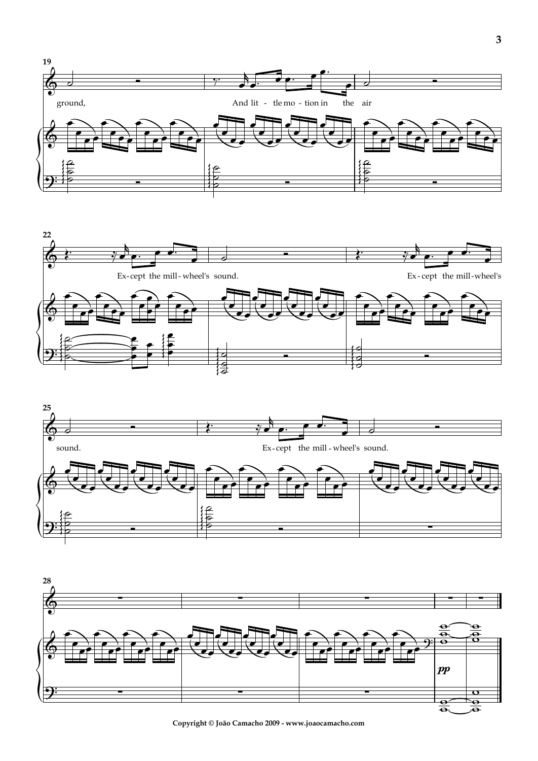ground, And lit - tle mo - tion in the air

Ex-cept the mill-wheel's sound. Ex-cept the mill-wheel's

sound. Ex-cept the mill-wheel's sound.

*pp*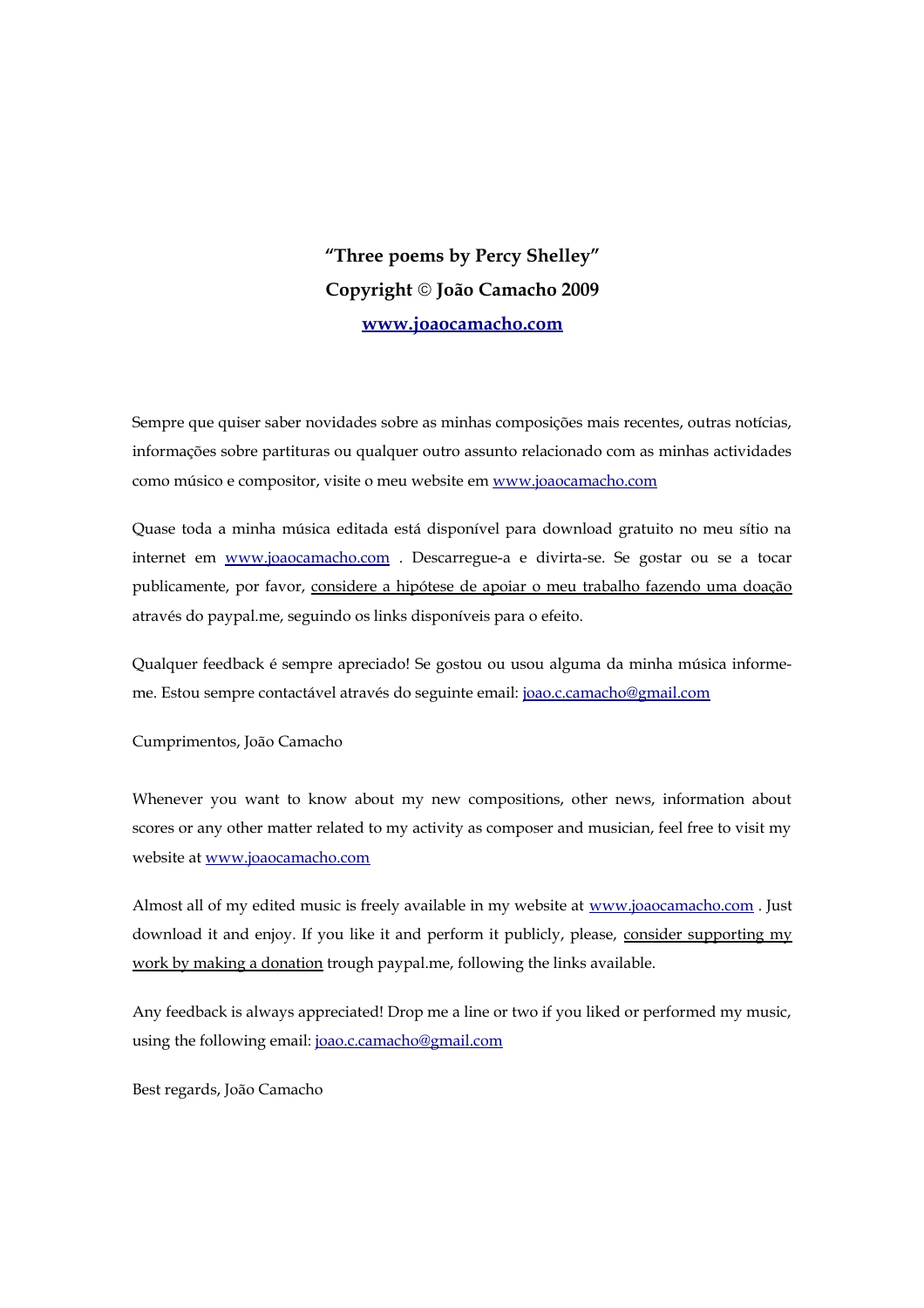**“Three poems by Percy Shelley”**

**Copyright © João Camacho 2009**

**www.joaocamacho.com**

Sempre que quiser saber novidades sobre as minhas composições mais recentes, outras notícias, informações sobre partituras ou qualquer outro assunto relacionado com as minhas actividades como músico e compositor, visite o meu website em www.joaocamacho.com

Quase toda a minha música editada está disponível para download gratuito no meu sítio na internet em www.joaocamacho.com . Descarregue-a e divirta-se. Se gostar ou se a tocar publicamente, por favor, considere a hipótese de apoiar o meu trabalho fazendo uma doação através do paypal.me, seguindo os links disponíveis para o efeito.

Qualquer feedback é sempre apreciado! Se gostou ou usou alguma da minha música informe-me. Estou sempre contactável através do seguinte email: joao.c.camacho@gmail.com

Cumprimentos, João Camacho

Whenever you want to know about my new compositions, other news, information about scores or any other matter related to my activity as composer and musician, feel free to visit my website at www.joaocamacho.com

Almost all of my edited music is freely available in my website at www.joaocamacho.com . Just download it and enjoy. If you like it and perform it publicly, please, consider supporting my work by making a donation trough paypal.me, following the links available.

Any feedback is always appreciated! Drop me a line or two if you liked or performed my music, using the following email: joao.c.camacho@gmail.com

Best regards, João Camacho